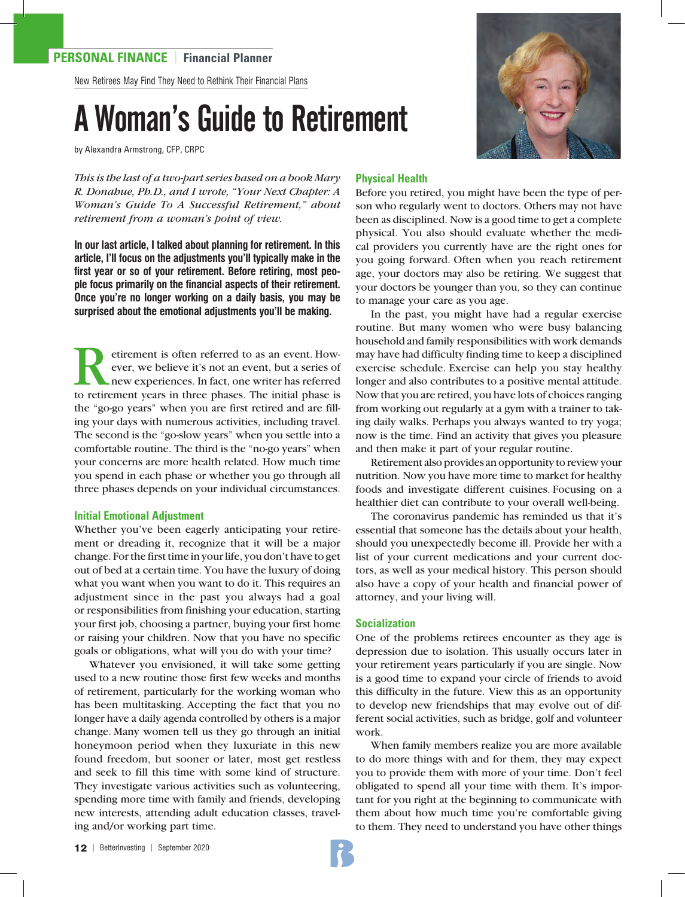PERSONAL FINANCE | Financial Planner

New Retirees May Find They Need to Rethink Their Financial Plans

# A Woman's Guide to Retirement

by Alexandra Armstrong, CFP, CRPC

*This is the last of a two-part series based on a book Mary R. Donahue, Ph.D., and I wrote, "Your Next Chapter: A Woman's Guide To A Successful Retirement," about retirement from a woman's point of view.*

**In our last article, I talked about planning for retirement. In this article, I'll focus on the adjustments you'll typically make in the first year or so of your retirement. Before retiring, most people focus primarily on the financial aspects of their retirement. Once you're no longer working on a daily basis, you may be surprised about the emotional adjustments you'll be making.**

Retirement is often referred to as an event. However, we believe it's not an event, but a series of new experiences. In fact, one writer has referred to retirement years in three phases. The initial phase is the "go-go years" when you are first retired and are filling your days with numerous activities, including travel. The second is the "go-slow years" when you settle into a comfortable routine. The third is the "no-go years" when your concerns are more health related. How much time you spend in each phase or whether you go through all three phases depends on your individual circumstances.

## Initial Emotional Adjustment

Whether you've been eagerly anticipating your retirement or dreading it, recognize that it will be a major change. For the first time in your life, you don't have to get out of bed at a certain time. You have the luxury of doing what you want when you want to do it. This requires an adjustment since in the past you always had a goal or responsibilities from finishing your education, starting your first job, choosing a partner, buying your first home or raising your children. Now that you have no specific goals or obligations, what will you do with your time?

Whatever you envisioned, it will take some getting used to a new routine those first few weeks and months of retirement, particularly for the working woman who has been multitasking. Accepting the fact that you no longer have a daily agenda controlled by others is a major change. Many women tell us they go through an initial honeymoon period when they luxuriate in this new found freedom, but sooner or later, most get restless and seek to fill this time with some kind of structure. They investigate various activities such as volunteering, spending more time with family and friends, developing new interests, attending adult education classes, traveling and/or working part time.

## Physical Health

Before you retired, you might have been the type of person who regularly went to doctors. Others may not have been as disciplined. Now is a good time to get a complete physical. You also should evaluate whether the medical providers you currently have are the right ones for you going forward. Often when you reach retirement age, your doctors may also be retiring. We suggest that your doctors be younger than you, so they can continue to manage your care as you age.

In the past, you might have had a regular exercise routine. But many women who were busy balancing household and family responsibilities with work demands may have had difficulty finding time to keep a disciplined exercise schedule. Exercise can help you stay healthy longer and also contributes to a positive mental attitude. Now that you are retired, you have lots of choices ranging from working out regularly at a gym with a trainer to taking daily walks. Perhaps you always wanted to try yoga; now is the time. Find an activity that gives you pleasure and then make it part of your regular routine.

Retirement also provides an opportunity to review your nutrition. Now you have more time to market for healthy foods and investigate different cuisines. Focusing on a healthier diet can contribute to your overall well-being.

The coronavirus pandemic has reminded us that it's essential that someone has the details about your health, should you unexpectedly become ill. Provide her with a list of your current medications and your current doctors, as well as your medical history. This person should also have a copy of your health and financial power of attorney, and your living will.

## Socialization

One of the problems retirees encounter as they age is depression due to isolation. This usually occurs later in your retirement years particularly if you are single. Now is a good time to expand your circle of friends to avoid this difficulty in the future. View this as an opportunity to develop new friendships that may evolve out of different social activities, such as bridge, golf and volunteer work.

When family members realize you are more available to do more things with and for them, they may expect you to provide them with more of your time. Don't feel obligated to spend all your time with them. It's important for you right at the beginning to communicate with them about how much time you're comfortable giving to them. They need to understand you have other things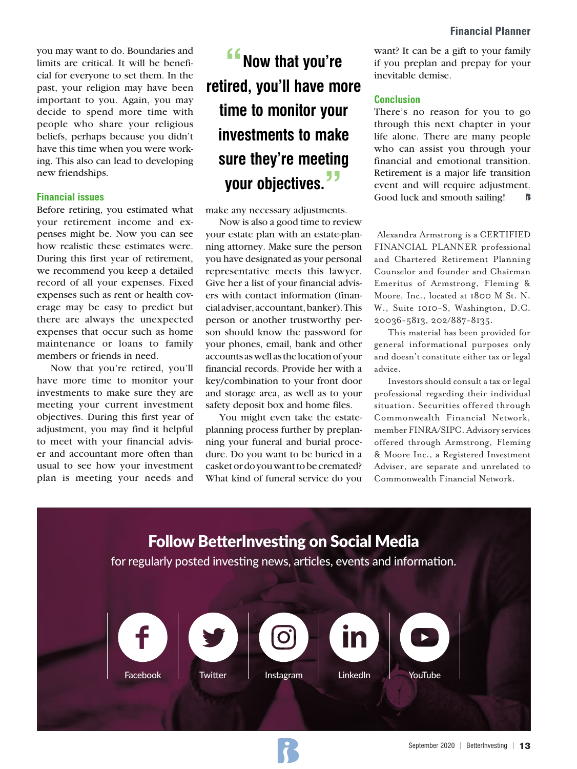you may want to do. Boundaries and limits are critical. It will be beneficial for everyone to set them. In the past, your religion may have been important to you. Again, you may decide to spend more time with people who share your religious beliefs, perhaps because you didn't have this time when you were working. This also can lead to developing new friendships.

### Financial issues

Before retiring, you estimated what your retirement income and expenses might be. Now you can see how realistic these estimates were. During this first year of retirement, we recommend you keep a detailed record of all your expenses. Fixed expenses such as rent or health coverage may be easy to predict but there are always the unexpected expenses that occur such as home maintenance or loans to family members or friends in need.

Now that you're retired, you'll have more time to monitor your investments to make sure they are meeting your current investment objectives. During this first year of adjustment, you may find it helpful to meet with your financial adviser and accountant more often than usual to see how your investment plan is meeting your needs and make any necessary adjustments.

> "Now that you're retired, you'll have more time to monitor your investments to make sure they're meeting your objectives."

Now is also a good time to review your estate plan with an estate-planning attorney. Make sure the person you have designated as your personal representative meets this lawyer. Give her a list of your financial advisers with contact information (financial adviser, accountant, banker). This person or another trustworthy person should know the password for your phones, email, bank and other accounts as well as the location of your financial records. Provide her with a key/combination to your front door and storage area, as well as to your safety deposit box and home files.

You might even take the estate-planning process further by preplanning your funeral and burial procedure. Do you want to be buried in a casket or do you want to be cremated? What kind of funeral service do you want? It can be a gift to your family if you preplan and prepay for your inevitable demise.

### Conclusion

There's no reason for you to go through this next chapter in your life alone. There are many people who can assist you through your financial and emotional transition. Retirement is a major life transition event and will require adjustment. Good luck and smooth sailing!

Alexandra Armstrong is a CERTIFIED FINANCIAL PLANNER professional and Chartered Retirement Planning Counselor and founder and Chairman Emeritus of Armstrong, Fleming & Moore, Inc., located at 1800 M St. N. W., Suite 1010-S, Washington, D.C. 20036-5813, 202/887-8135.

This material has been provided for general informational purposes only and doesn't constitute either tax or legal advice.

Investors should consult a tax or legal professional regarding their individual situation. Securities offered through Commonwealth Financial Network, member FINRA/SIPC. Advisory services offered through Armstrong, Fleming & Moore Inc., a Registered Investment Adviser, are separate and unrelated to Commonwealth Financial Network.

## Follow BetterInvesting on Social Media

for regularly posted investing news, articles, events and information.

Facebook
Twitter
Instagram
LinkedIn
YouTube